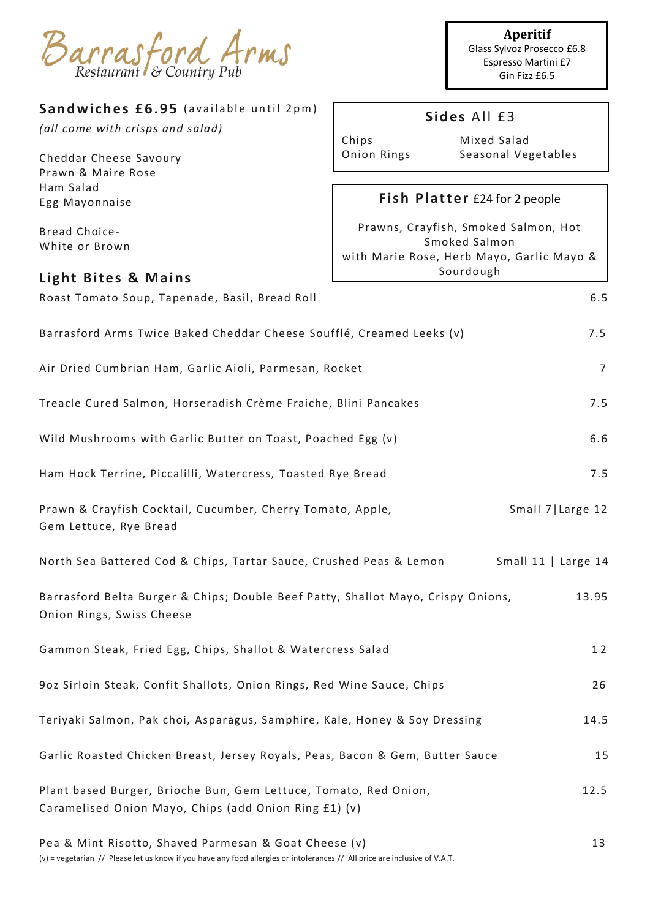# Barrasford Arms

*Restaurant & Country Pub*

**Aperitif**

Glass Sylvoz Prosecco £6.8

Espresso Martini £7

Gin Fizz £6.5

## Sandwiches £6.95 (available until 2pm)

*(all come with crisps and salad)*

Cheddar Cheese Savoury

Prawn & Maire Rose

Ham Salad

Egg Mayonnaise

Bread Choice-

White or Brown

## Sides All £3

Chips

Onion Rings

Mixed Salad

Seasonal Vegetables

## Fish Platter £24 for 2 people

Prawns, Crayfish, Smoked Salmon, Hot Smoked Salmon

with Marie Rose, Herb Mayo, Garlic Mayo & Sourdough

## Light Bites & Mains

| Dish | Price |
| --- | --- |
| Roast Tomato Soup, Tapenade, Basil, Bread Roll | 6.5 |
| Barrasford Arms Twice Baked Cheddar Cheese Soufflé, Creamed Leeks (v) | 7.5 |
| Air Dried Cumbrian Ham, Garlic Aioli, Parmesan, Rocket | 7 |
| Treacle Cured Salmon, Horseradish Crème Fraiche, Blini Pancakes | 7.5 |
| Wild Mushrooms with Garlic Butter on Toast, Poached Egg (v) | 6.6 |
| Ham Hock Terrine, Piccalilli, Watercress, Toasted Rye Bread | 7.5 |
| Prawn & Crayfish Cocktail, Cucumber, Cherry Tomato, Apple, Gem Lettuce, Rye Bread | Small 7\|Large 12 |
| North Sea Battered Cod & Chips, Tartar Sauce, Crushed Peas & Lemon | Small 11 \| Large 14 |
| Barrasford Belta Burger & Chips; Double Beef Patty, Shallot Mayo, Crispy Onions, Onion Rings, Swiss Cheese | 13.95 |
| Gammon Steak, Fried Egg, Chips, Shallot & Watercress Salad | 12 |
| 9oz Sirloin Steak, Confit Shallots, Onion Rings, Red Wine Sauce, Chips | 26 |
| Teriyaki Salmon, Pak choi, Asparagus, Samphire, Kale, Honey & Soy Dressing | 14.5 |
| Garlic Roasted Chicken Breast, Jersey Royals, Peas, Bacon & Gem, Butter Sauce | 15 |
| Plant based Burger, Brioche Bun, Gem Lettuce, Tomato, Red Onion, Caramelised Onion Mayo, Chips (add Onion Ring £1) (v) | 12.5 |
| Pea & Mint Risotto, Shaved Parmesan & Goat Cheese (v) | 13 |

(v) = vegetarian // Please let us know if you have any food allergies or intolerances // All price are inclusive of V.A.T.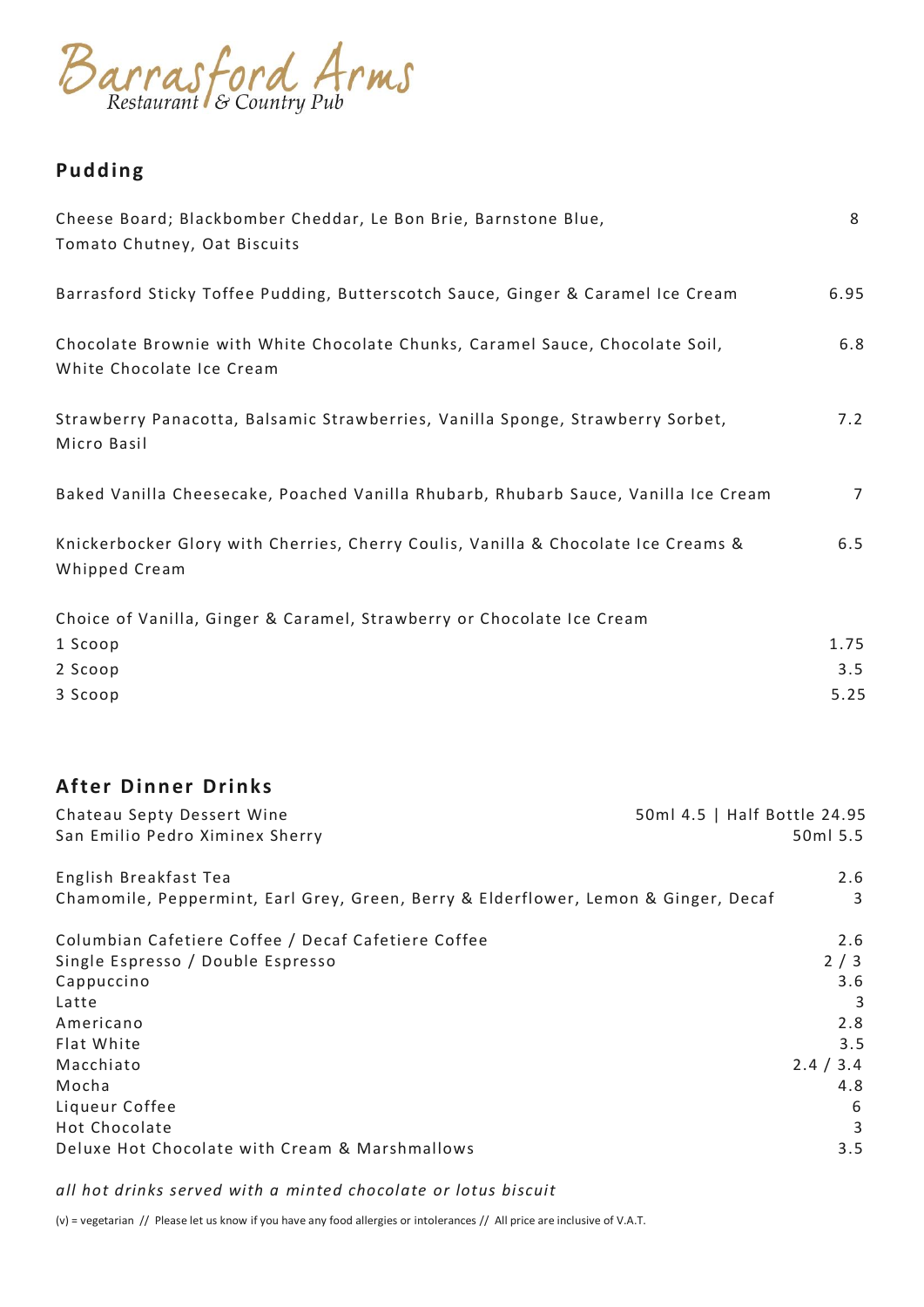# Barrasford Arms
Restaurant & Country Pub

## Pudding

| | |
|---|---|
| Cheese Board; Blackbomber Cheddar, Le Bon Brie, Barnstone Blue, Tomato Chutney, Oat Biscuits | 8 |
| Barrasford Sticky Toffee Pudding, Butterscotch Sauce, Ginger & Caramel Ice Cream | 6.95 |
| Chocolate Brownie with White Chocolate Chunks, Caramel Sauce, Chocolate Soil, White Chocolate Ice Cream | 6.8 |
| Strawberry Panacotta, Balsamic Strawberries, Vanilla Sponge, Strawberry Sorbet, Micro Basil | 7.2 |
| Baked Vanilla Cheesecake, Poached Vanilla Rhubarb, Rhubarb Sauce, Vanilla Ice Cream | 7 |
| Knickerbocker Glory with Cherries, Cherry Coulis, Vanilla & Chocolate Ice Creams & Whipped Cream | 6.5 |
| Choice of Vanilla, Ginger & Caramel, Strawberry or Chocolate Ice Cream | |
| 1 Scoop | 1.75 |
| 2 Scoop | 3.5 |
| 3 Scoop | 5.25 |

## After Dinner Drinks

| | |
|---|---|
| Chateau Septy Dessert Wine | 50ml 4.5 \| Half Bottle 24.95 |
| San Emilio Pedro Ximinex Sherry | 50ml 5.5 |
| English Breakfast Tea | 2.6 |
| Chamomile, Peppermint, Earl Grey, Green, Berry & Elderflower, Lemon & Ginger, Decaf | 3 |
| Columbian Cafetiere Coffee / Decaf Cafetiere Coffee | 2.6 |
| Single Espresso / Double Espresso | 2 / 3 |
| Cappuccino | 3.6 |
| Latte | 3 |
| Americano | 2.8 |
| Flat White | 3.5 |
| Macchiato | 2.4 / 3.4 |
| Mocha | 4.8 |
| Liqueur Coffee | 6 |
| Hot Chocolate | 3 |
| Deluxe Hot Chocolate with Cream & Marshmallows | 3.5 |

*all hot drinks served with a minted chocolate or lotus biscuit*

(v) = vegetarian // Please let us know if you have any food allergies or intolerances // All price are inclusive of V.A.T.